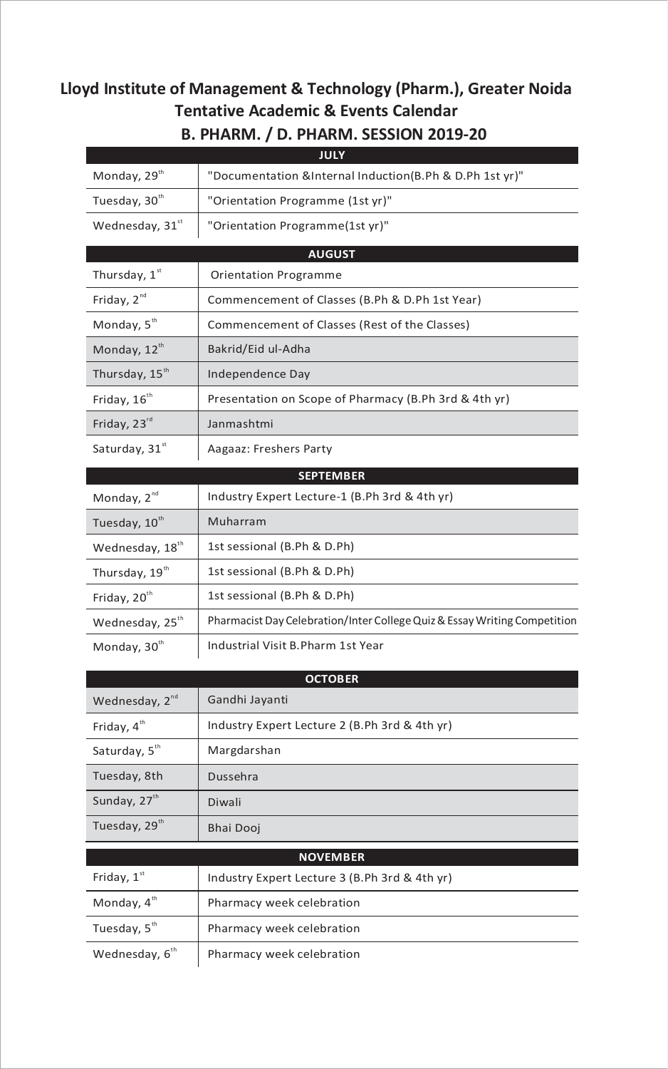# Lloyd Institute of Management & Technology (Pharm.), Greater Noida
## Tentative Academic & Events Calendar
## B. PHARM. / D. PHARM. SESSION 2019-20

| JULY | |
|---|---|
| Monday, 29th | "Documentation &Internal Induction(B.Ph & D.Ph 1st yr)" |
| Tuesday, 30th | "Orientation Programme (1st yr)" |
| Wednesday, 31st | "Orientation Programme(1st yr)" |

| AUGUST | |
|---|---|
| Thursday, 1st | Orientation Programme |
| Friday, 2nd | Commencement of Classes (B.Ph & D.Ph 1st Year) |
| Monday, 5th | Commencement of Classes (Rest of the Classes) |
| Monday, 12th | Bakrid/Eid ul-Adha |
| Thursday, 15th | Independence Day |
| Friday, 16th | Presentation on Scope of Pharmacy (B.Ph 3rd & 4th yr) |
| Friday, 23rd | Janmashtmi |
| Saturday, 31st | Aagaaz: Freshers Party |

| SEPTEMBER | |
|---|---|
| Monday, 2nd | Industry Expert Lecture-1 (B.Ph 3rd & 4th yr) |
| Tuesday, 10th | Muharram |
| Wednesday, 18th | 1st sessional (B.Ph & D.Ph) |
| Thursday, 19th | 1st sessional (B.Ph & D.Ph) |
| Friday, 20th | 1st sessional (B.Ph & D.Ph) |
| Wednesday, 25th | Pharmacist Day Celebration/Inter College Quiz & Essay Writing Competition |
| Monday, 30th | Industrial Visit B.Pharm 1st Year |

| OCTOBER | |
|---|---|
| Wednesday, 2nd | Gandhi Jayanti |
| Friday, 4th | Industry Expert Lecture 2 (B.Ph 3rd & 4th yr) |
| Saturday, 5th | Margdarshan |
| Tuesday, 8th | Dussehra |
| Sunday, 27th | Diwali |
| Tuesday, 29th | Bhai Dooj |

| NOVEMBER | |
|---|---|
| Friday, 1st | Industry Expert Lecture 3 (B.Ph 3rd & 4th yr) |
| Monday, 4th | Pharmacy week celebration |
| Tuesday, 5th | Pharmacy week celebration |
| Wednesday, 6th | Pharmacy week celebration |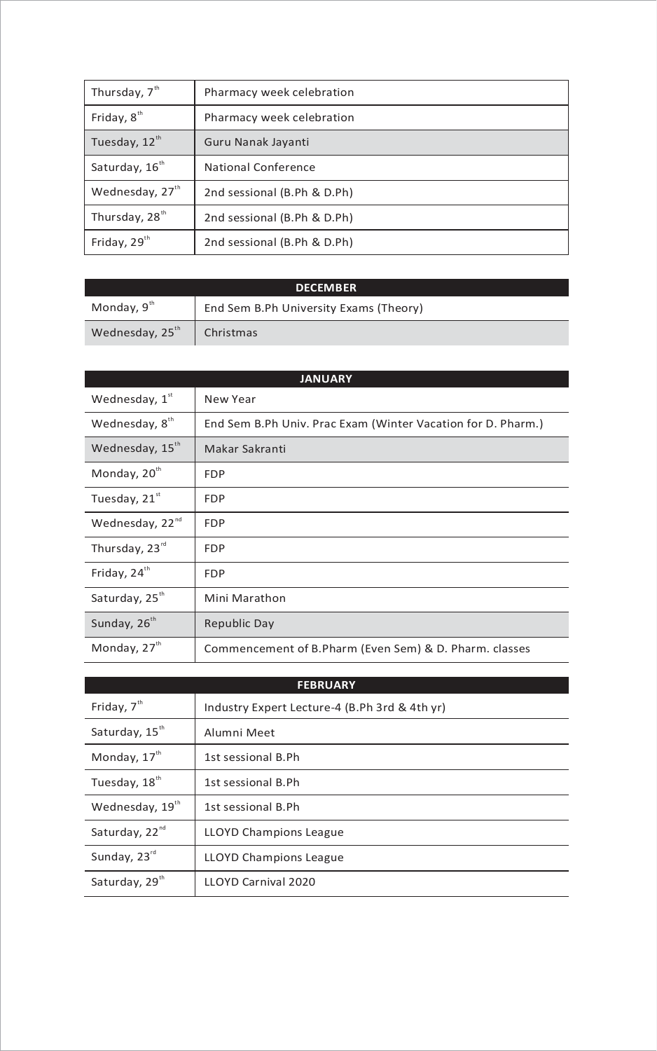| | |
|---|---|
| Thursday, 7th | Pharmacy week celebration |
| Friday, 8th | Pharmacy week celebration |
| Tuesday, 12th | Guru Nanak Jayanti |
| Saturday, 16th | National Conference |
| Wednesday, 27th | 2nd sessional (B.Ph & D.Ph) |
| Thursday, 28th | 2nd sessional (B.Ph & D.Ph) |
| Friday, 29th | 2nd sessional (B.Ph & D.Ph) |

| DECEMBER | |
|---|---|
| Monday, 9th | End Sem B.Ph University Exams (Theory) |
| Wednesday, 25th | Christmas |

| JANUARY | |
|---|---|
| Wednesday, 1st | New Year |
| Wednesday, 8th | End Sem B.Ph Univ. Prac Exam (Winter Vacation for D. Pharm.) |
| Wednesday, 15th | Makar Sakranti |
| Monday, 20th | FDP |
| Tuesday, 21st | FDP |
| Wednesday, 22nd | FDP |
| Thursday, 23rd | FDP |
| Friday, 24th | FDP |
| Saturday, 25th | Mini Marathon |
| Sunday, 26th | Republic Day |
| Monday, 27th | Commencement of B.Pharm (Even Sem) & D. Pharm. classes |

| FEBRUARY | |
|---|---|
| Friday, 7th | Industry Expert Lecture-4 (B.Ph 3rd & 4th yr) |
| Saturday, 15th | Alumni Meet |
| Monday, 17th | 1st sessional B.Ph |
| Tuesday, 18th | 1st sessional B.Ph |
| Wednesday, 19th | 1st sessional B.Ph |
| Saturday, 22nd | LLOYD Champions League |
| Sunday, 23rd | LLOYD Champions League |
| Saturday, 29th | LLOYD Carnival 2020 |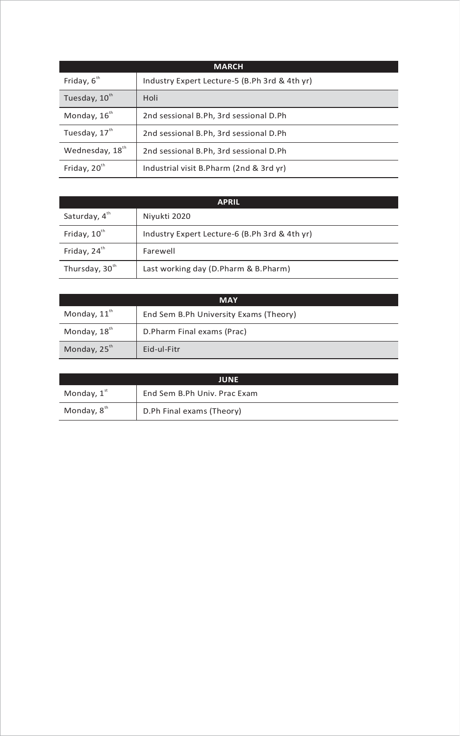| MARCH | |
|---|---|
| Friday, 6th | Industry Expert Lecture-5 (B.Ph 3rd & 4th yr) |
| Tuesday, 10th | Holi |
| Monday, 16th | 2nd sessional B.Ph, 3rd sessional D.Ph |
| Tuesday, 17th | 2nd sessional B.Ph, 3rd sessional D.Ph |
| Wednesday, 18th | 2nd sessional B.Ph, 3rd sessional D.Ph |
| Friday, 20th | Industrial visit B.Pharm (2nd & 3rd yr) |

| APRIL | |
|---|---|
| Saturday, 4th | Niyukti 2020 |
| Friday, 10th | Industry Expert Lecture-6 (B.Ph 3rd & 4th yr) |
| Friday, 24th | Farewell |
| Thursday, 30th | Last working day (D.Pharm & B.Pharm) |

| MAY | |
|---|---|
| Monday, 11th | End Sem B.Ph University Exams (Theory) |
| Monday, 18th | D.Pharm Final exams (Prac) |
| Monday, 25th | Eid-ul-Fitr |

| JUNE | |
|---|---|
| Monday, 1st | End Sem B.Ph Univ. Prac Exam |
| Monday, 8th | D.Ph Final exams (Theory) |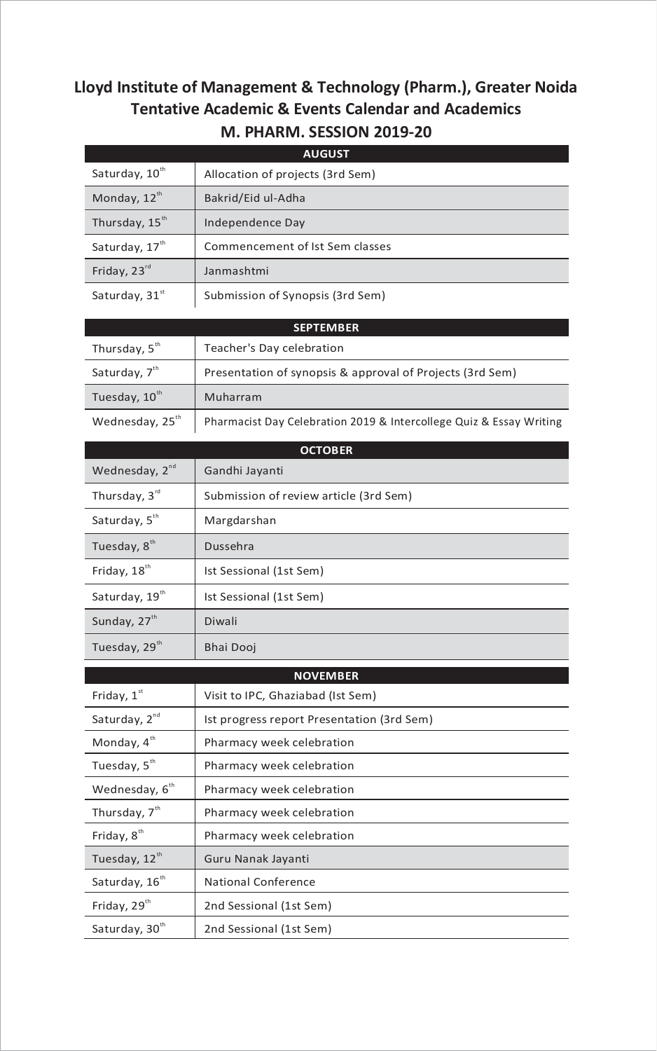# Lloyd Institute of Management & Technology (Pharm.), Greater Noida

## Tentative Academic & Events Calendar and Academics

## M. PHARM. SESSION 2019-20

| AUGUST | |
|---|---|
| Saturday, 10th | Allocation of projects (3rd Sem) |
| Monday, 12th | Bakrid/Eid ul-Adha |
| Thursday, 15th | Independence Day |
| Saturday, 17th | Commencement of Ist Sem classes |
| Friday, 23rd | Janmashtmi |
| Saturday, 31st | Submission of Synopsis (3rd Sem) |

| SEPTEMBER | |
|---|---|
| Thursday, 5th | Teacher's Day celebration |
| Saturday, 7th | Presentation of synopsis & approval of Projects (3rd Sem) |
| Tuesday, 10th | Muharram |
| Wednesday, 25th | Pharmacist Day Celebration 2019 & Intercollege Quiz & Essay Writing |

| OCTOBER | |
|---|---|
| Wednesday, 2nd | Gandhi Jayanti |
| Thursday, 3rd | Submission of review article (3rd Sem) |
| Saturday, 5th | Margdarshan |
| Tuesday, 8th | Dussehra |
| Friday, 18th | Ist Sessional (1st Sem) |
| Saturday, 19th | Ist Sessional (1st Sem) |
| Sunday, 27th | Diwali |
| Tuesday, 29th | Bhai Dooj |

| NOVEMBER | |
|---|---|
| Friday, 1st | Visit to IPC, Ghaziabad (Ist Sem) |
| Saturday, 2nd | Ist progress report Presentation (3rd Sem) |
| Monday, 4th | Pharmacy week celebration |
| Tuesday, 5th | Pharmacy week celebration |
| Wednesday, 6th | Pharmacy week celebration |
| Thursday, 7th | Pharmacy week celebration |
| Friday, 8th | Pharmacy week celebration |
| Tuesday, 12th | Guru Nanak Jayanti |
| Saturday, 16th | National Conference |
| Friday, 29th | 2nd Sessional (1st Sem) |
| Saturday, 30th | 2nd Sessional (1st Sem) |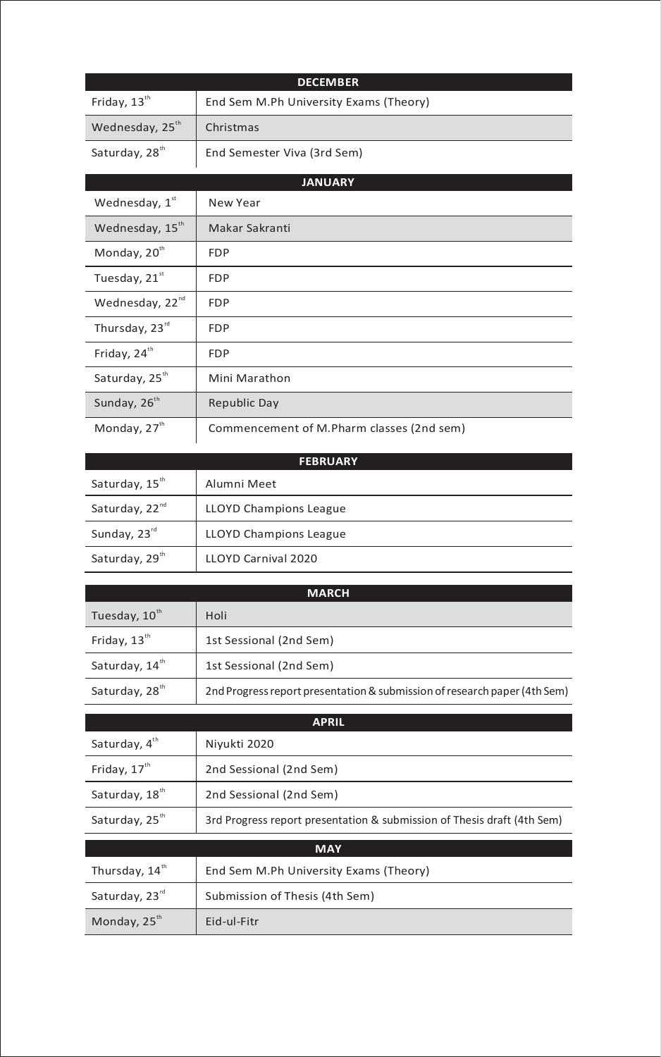| DECEMBER | |
|---|---|
| Friday, 13th | End Sem M.Ph University Exams (Theory) |
| Wednesday, 25th | Christmas |
| Saturday, 28th | End Semester Viva (3rd Sem) |

| JANUARY | |
|---|---|
| Wednesday, 1st | New Year |
| Wednesday, 15th | Makar Sakranti |
| Monday, 20th | FDP |
| Tuesday, 21st | FDP |
| Wednesday, 22nd | FDP |
| Thursday, 23rd | FDP |
| Friday, 24th | FDP |
| Saturday, 25th | Mini Marathon |
| Sunday, 26th | Republic Day |
| Monday, 27th | Commencement of M.Pharm classes (2nd sem) |

| FEBRUARY | |
|---|---|
| Saturday, 15th | Alumni Meet |
| Saturday, 22nd | LLOYD Champions League |
| Sunday, 23rd | LLOYD Champions League |
| Saturday, 29th | LLOYD Carnival 2020 |

| MARCH | |
|---|---|
| Tuesday, 10th | Holi |
| Friday, 13th | 1st Sessional (2nd Sem) |
| Saturday, 14th | 1st Sessional (2nd Sem) |
| Saturday, 28th | 2nd Progress report presentation & submission of research paper (4th Sem) |

| APRIL | |
|---|---|
| Saturday, 4th | Niyukti 2020 |
| Friday, 17th | 2nd Sessional (2nd Sem) |
| Saturday, 18th | 2nd Sessional (2nd Sem) |
| Saturday, 25th | 3rd Progress report presentation & submission of Thesis draft (4th Sem) |

| MAY | |
|---|---|
| Thursday, 14th | End Sem M.Ph University Exams (Theory) |
| Saturday, 23rd | Submission of Thesis (4th Sem) |
| Monday, 25th | Eid-ul-Fitr |